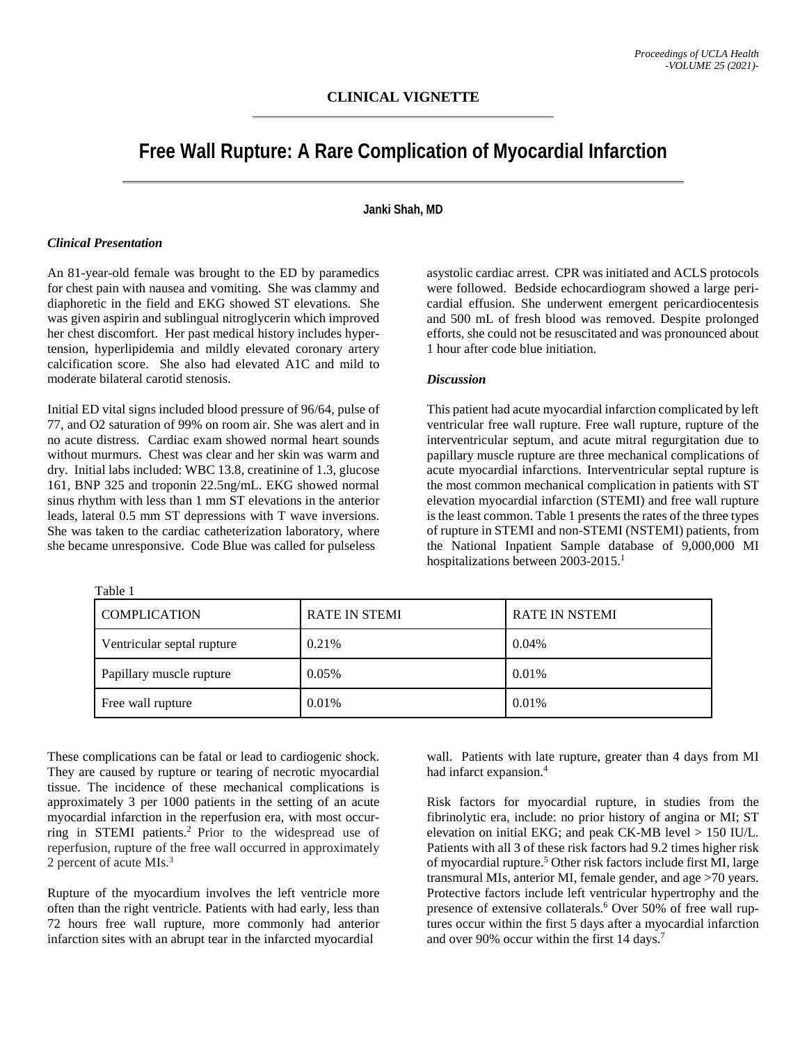CLINICAL VIGNETTE

# Free Wall Rupture: A Rare Complication of Myocardial Infarction

**Janki Shah, MD**

### *Clinical Presentation*

An 81-year-old female was brought to the ED by paramedics for chest pain with nausea and vomiting. She was clammy and diaphoretic in the field and EKG showed ST elevations. She was given aspirin and sublingual nitroglycerin which improved her chest discomfort. Her past medical history includes hypertension, hyperlipidemia and mildly elevated coronary artery calcification score. She also had elevated A1C and mild to moderate bilateral carotid stenosis.

Initial ED vital signs included blood pressure of 96/64, pulse of 77, and O2 saturation of 99% on room air. She was alert and in no acute distress. Cardiac exam showed normal heart sounds without murmurs. Chest was clear and her skin was warm and dry. Initial labs included: WBC 13.8, creatinine of 1.3, glucose 161, BNP 325 and troponin 22.5ng/mL. EKG showed normal sinus rhythm with less than 1 mm ST elevations in the anterior leads, lateral 0.5 mm ST depressions with T wave inversions. She was taken to the cardiac catheterization laboratory, where she became unresponsive. Code Blue was called for pulseless asystolic cardiac arrest. CPR was initiated and ACLS protocols were followed. Bedside echocardiogram showed a large pericardial effusion. She underwent emergent pericardiocentesis and 500 mL of fresh blood was removed. Despite prolonged efforts, she could not be resuscitated and was pronounced about 1 hour after code blue initiation.

### *Discussion*

This patient had acute myocardial infarction complicated by left ventricular free wall rupture. Free wall rupture, rupture of the interventricular septum, and acute mitral regurgitation due to papillary muscle rupture are three mechanical complications of acute myocardial infarctions. Interventricular septal rupture is the most common mechanical complication in patients with ST elevation myocardial infarction (STEMI) and free wall rupture is the least common. Table 1 presents the rates of the three types of rupture in STEMI and non-STEMI (NSTEMI) patients, from the National Inpatient Sample database of 9,000,000 MI hospitalizations between 2003-2015.[1]

Table 1

| COMPLICATION | RATE IN STEMI | RATE IN NSTEMI |
|---|---|---|
| Ventricular septal rupture | 0.21% | 0.04% |
| Papillary muscle rupture | 0.05% | 0.01% |
| Free wall rupture | 0.01% | 0.01% |

These complications can be fatal or lead to cardiogenic shock. They are caused by rupture or tearing of necrotic myocardial tissue. The incidence of these mechanical complications is approximately 3 per 1000 patients in the setting of an acute myocardial infarction in the reperfusion era, with most occurring in STEMI patients.[2] Prior to the widespread use of reperfusion, rupture of the free wall occurred in approximately 2 percent of acute MIs.[3]

Rupture of the myocardium involves the left ventricle more often than the right ventricle. Patients with had early, less than 72 hours free wall rupture, more commonly had anterior infarction sites with an abrupt tear in the infarcted myocardial wall. Patients with late rupture, greater than 4 days from MI had infarct expansion.[4]

Risk factors for myocardial rupture, in studies from the fibrinolytic era, include: no prior history of angina or MI; ST elevation on initial EKG; and peak CK-MB level > 150 IU/L. Patients with all 3 of these risk factors had 9.2 times higher risk of myocardial rupture.[5] Other risk factors include first MI, large transmural MIs, anterior MI, female gender, and age >70 years. Protective factors include left ventricular hypertrophy and the presence of extensive collaterals.[6] Over 50% of free wall ruptures occur within the first 5 days after a myocardial infarction and over 90% occur within the first 14 days.[7]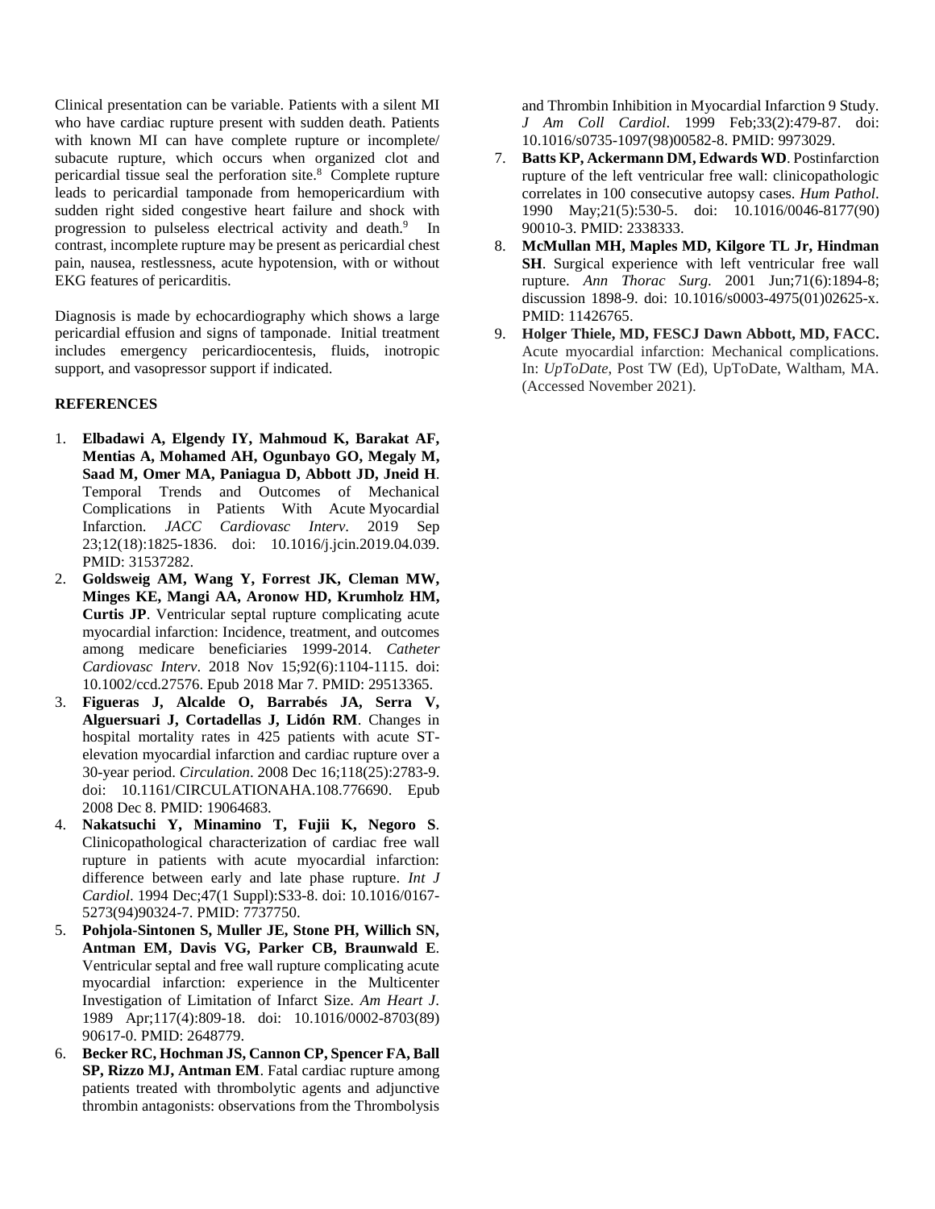Clinical presentation can be variable. Patients with a silent MI who have cardiac rupture present with sudden death. Patients with known MI can have complete rupture or incomplete/ subacute rupture, which occurs when organized clot and pericardial tissue seal the perforation site.[8] Complete rupture leads to pericardial tamponade from hemopericardium with sudden right sided congestive heart failure and shock with progression to pulseless electrical activity and death.[9] In contrast, incomplete rupture may be present as pericardial chest pain, nausea, restlessness, acute hypotension, with or without EKG features of pericarditis.

Diagnosis is made by echocardiography which shows a large pericardial effusion and signs of tamponade. Initial treatment includes emergency pericardiocentesis, fluids, inotropic support, and vasopressor support if indicated.

## REFERENCES

1. **Elbadawi A, Elgendy IY, Mahmoud K, Barakat AF, Mentias A, Mohamed AH, Ogunbayo GO, Megaly M, Saad M, Omer MA, Paniagua D, Abbott JD, Jneid H**. Temporal Trends and Outcomes of Mechanical Complications in Patients With Acute Myocardial Infarction. *JACC Cardiovasc Interv*. 2019 Sep 23;12(18):1825-1836. doi: 10.1016/j.jcin.2019.04.039. PMID: 31537282.
2. **Goldsweig AM, Wang Y, Forrest JK, Cleman MW, Minges KE, Mangi AA, Aronow HD, Krumholz HM, Curtis JP**. Ventricular septal rupture complicating acute myocardial infarction: Incidence, treatment, and outcomes among medicare beneficiaries 1999-2014. *Catheter Cardiovasc Interv*. 2018 Nov 15;92(6):1104-1115. doi: 10.1002/ccd.27576. Epub 2018 Mar 7. PMID: 29513365.
3. **Figueras J, Alcalde O, Barrabés JA, Serra V, Alguersuari J, Cortadellas J, Lidón RM**. Changes in hospital mortality rates in 425 patients with acute ST-elevation myocardial infarction and cardiac rupture over a 30-year period. *Circulation*. 2008 Dec 16;118(25):2783-9. doi: 10.1161/CIRCULATIONAHA.108.776690. Epub 2008 Dec 8. PMID: 19064683.
4. **Nakatsuchi Y, Minamino T, Fujii K, Negoro S**. Clinicopathological characterization of cardiac free wall rupture in patients with acute myocardial infarction: difference between early and late phase rupture. *Int J Cardiol*. 1994 Dec;47(1 Suppl):S33-8. doi: 10.1016/0167-5273(94)90324-7. PMID: 7737750.
5. **Pohjola-Sintonen S, Muller JE, Stone PH, Willich SN, Antman EM, Davis VG, Parker CB, Braunwald E**. Ventricular septal and free wall rupture complicating acute myocardial infarction: experience in the Multicenter Investigation of Limitation of Infarct Size. *Am Heart J*. 1989 Apr;117(4):809-18. doi: 10.1016/0002-8703(89)90617-0. PMID: 2648779.
6. **Becker RC, Hochman JS, Cannon CP, Spencer FA, Ball SP, Rizzo MJ, Antman EM**. Fatal cardiac rupture among patients treated with thrombolytic agents and adjunctive thrombin antagonists: observations from the Thrombolysis and Thrombin Inhibition in Myocardial Infarction 9 Study. *J Am Coll Cardiol*. 1999 Feb;33(2):479-87. doi: 10.1016/s0735-1097(98)00582-8. PMID: 9973029.
7. **Batts KP, Ackermann DM, Edwards WD**. Postinfarction rupture of the left ventricular free wall: clinicopathologic correlates in 100 consecutive autopsy cases. *Hum Pathol*. 1990 May;21(5):530-5. doi: 10.1016/0046-8177(90)90010-3. PMID: 2338333.
8. **McMullan MH, Maples MD, Kilgore TL Jr, Hindman SH**. Surgical experience with left ventricular free wall rupture. *Ann Thorac Surg*. 2001 Jun;71(6):1894-8; discussion 1898-9. doi: 10.1016/s0003-4975(01)02625-x. PMID: 11426765.
9. **Holger Thiele, MD, FESCJ Dawn Abbott, MD, FACC.** Acute myocardial infarction: Mechanical complications. In: *UpToDate*, Post TW (Ed), UpToDate, Waltham, MA. (Accessed November 2021).